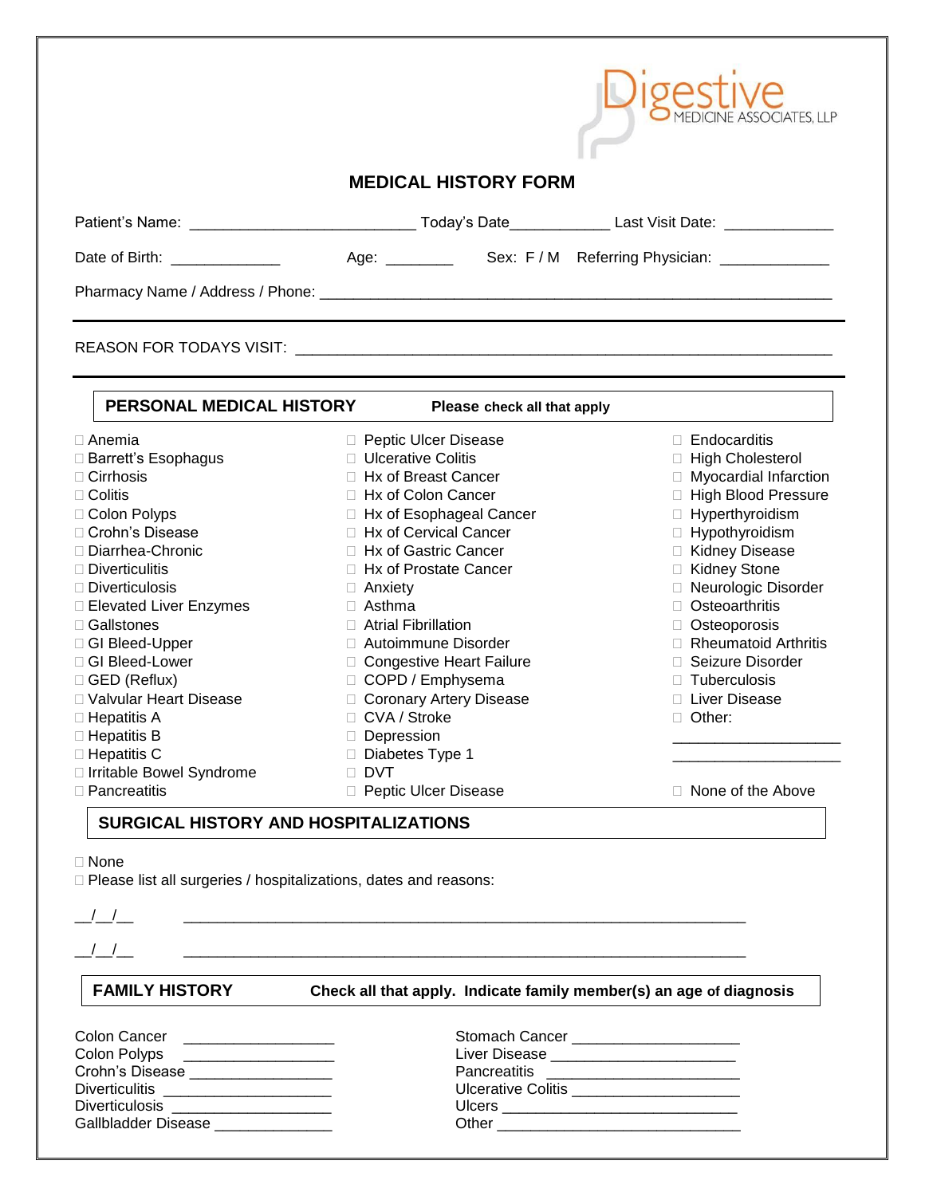Digestive MEDICINE ASSOCIATES, LLP

# MEDICAL HISTORY FORM

Patient's Name: ___________________________ Today's Date____________ Last Visit Date: _____________

Date of Birth: _____________ Age: ________ Sex: F / M Referring Physician: _____________

Pharmacy Name / Address / Phone: _______________________________________________________________

REASON FOR TODAYS VISIT: _______________________________________________________________

## PERSONAL MEDICAL HISTORY

**Please check all that apply**

- ☐ Anemia
- ☐ Barrett's Esophagus
- ☐ Cirrhosis
- ☐ Colitis
- ☐ Colon Polyps
- ☐ Crohn's Disease
- ☐ Diarrhea-Chronic
- ☐ Diverticulitis
- ☐ Diverticulosis
- ☐ Elevated Liver Enzymes
- ☐ Gallstones
- ☐ GI Bleed-Upper
- ☐ GI Bleed-Lower
- ☐ GED (Reflux)
- ☐ Valvular Heart Disease
- ☐ Hepatitis A
- ☐ Hepatitis B
- ☐ Hepatitis C
- ☐ Irritable Bowel Syndrome
- ☐ Pancreatitis
- ☐ Peptic Ulcer Disease
- ☐ Ulcerative Colitis
- ☐ Hx of Breast Cancer
- ☐ Hx of Colon Cancer
- ☐ Hx of Esophageal Cancer
- ☐ Hx of Cervical Cancer
- ☐ Hx of Gastric Cancer
- ☐ Hx of Prostate Cancer
- ☐ Anxiety
- ☐ Asthma
- ☐ Atrial Fibrillation
- ☐ Autoimmune Disorder
- ☐ Congestive Heart Failure
- ☐ COPD / Emphysema
- ☐ Coronary Artery Disease
- ☐ CVA / Stroke
- ☐ Depression
- ☐ Diabetes Type 1
- ☐ DVT
- ☐ Peptic Ulcer Disease
- ☐ Endocarditis
- ☐ High Cholesterol
- ☐ Myocardial Infarction
- ☐ High Blood Pressure
- ☐ Hyperthyroidism
- ☐ Hypothyroidism
- ☐ Kidney Disease
- ☐ Kidney Stone
- ☐ Neurologic Disorder
- ☐ Osteoarthritis
- ☐ Osteoporosis
- ☐ Rheumatoid Arthritis
- ☐ Seizure Disorder
- ☐ Tuberculosis
- ☐ Liver Disease
- ☐ Other: ____________________ ____________________
- ☐ None of the Above

## SURGICAL HISTORY AND HOSPITALIZATIONS

- ☐ None
- ☐ Please list all surgeries / hospitalizations, dates and reasons:

__/__/__ ______________________________________________________________________

__/__/__ ______________________________________________________________________

## FAMILY HISTORY

**Check all that apply. Indicate family member(s) an age of diagnosis**

Colon Cancer __________________

Colon Polyps __________________

Crohn's Disease _________________

Diverticulitis ___________________

Diverticulosis ___________________

Gallbladder Disease ______________

Stomach Cancer ____________________

Liver Disease ______________________

Pancreatitis _______________________

Ulcerative Colitis ___________________

Ulcers ____________________________

Other _____________________________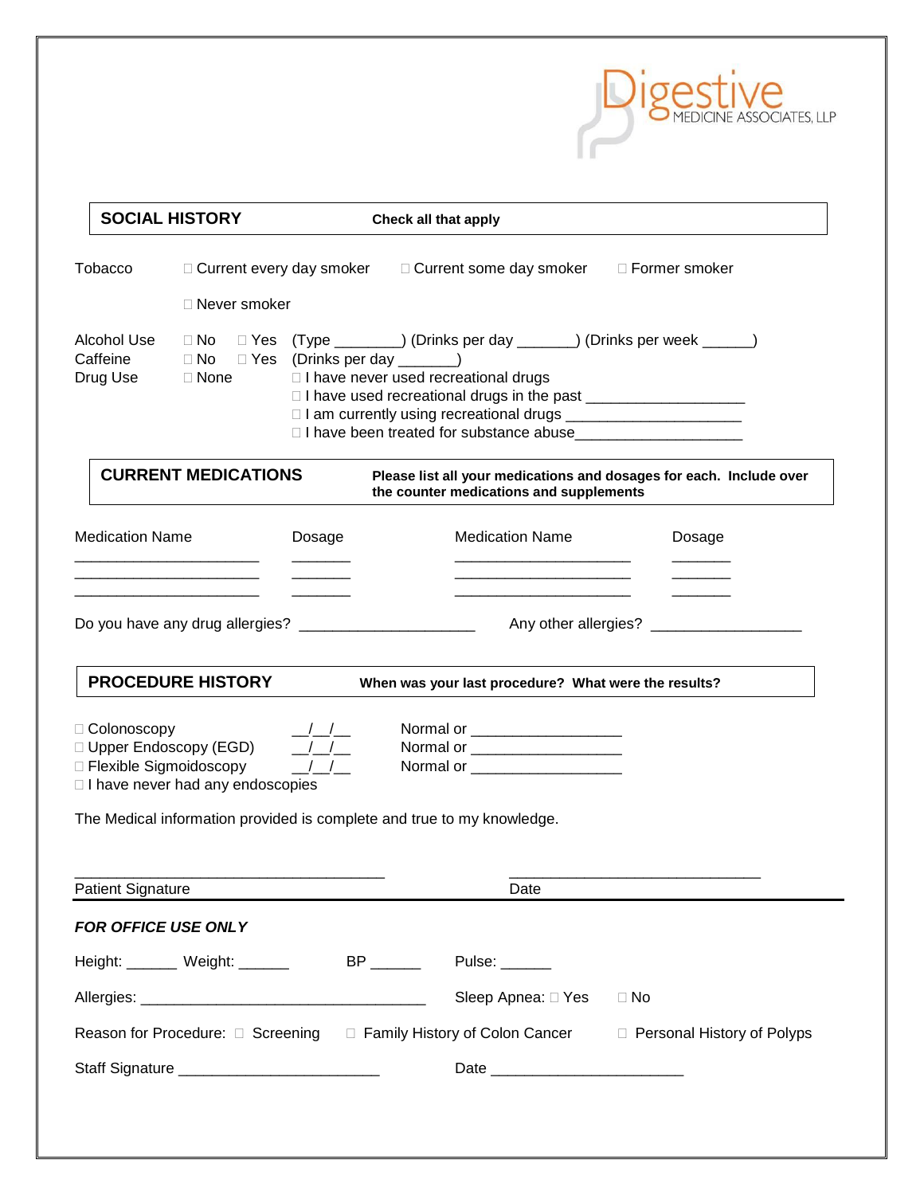Digestive MEDICINE ASSOCIATES, LLP

## SOCIAL HISTORY

**Check all that apply**

Tobacco ☐ Current every day smoker ☐ Current some day smoker ☐ Former smoker

☐ Never smoker

Alcohol Use ☐ No ☐ Yes (Type ________) (Drinks per day _______) (Drinks per week ______)

Caffeine ☐ No ☐ Yes (Drinks per day _______)

Drug Use ☐ None

☐ I have never used recreational drugs

☐ I have used recreational drugs in the past ___________________

☐ I am currently using recreational drugs _____________________

☐ I have been treated for substance abuse____________________

## CURRENT MEDICATIONS

**Please list all your medications and dosages for each. Include over the counter medications and supplements**

| Medication Name | Dosage | Medication Name | Dosage |
|---|---|---|---|
| _____________________ | _______ | _____________________ | _______ |
| _____________________ | _______ | _____________________ | _______ |
| _____________________ | _______ | _____________________ | _______ |

Do you have any drug allergies? _____________________ Any other allergies? __________________

## PROCEDURE HISTORY

**When was your last procedure? What were the results?**

☐ Colonoscopy __/__/__ Normal or __________________

☐ Upper Endoscopy (EGD) __/__/__ Normal or __________________

☐ Flexible Sigmoidoscopy __/__/__ Normal or __________________

☐ I have never had any endoscopies

The Medical information provided is complete and true to my knowledge.

_____________________________________ ______________________________

Patient Signature Date

***FOR OFFICE USE ONLY***

Height: ______ Weight: ______ BP ______ Pulse: ______

Allergies: __________________________________ Sleep Apnea: ☐ Yes ☐ No

Reason for Procedure: ☐ Screening ☐ Family History of Colon Cancer ☐ Personal History of Polyps

Staff Signature ________________________ Date _______________________